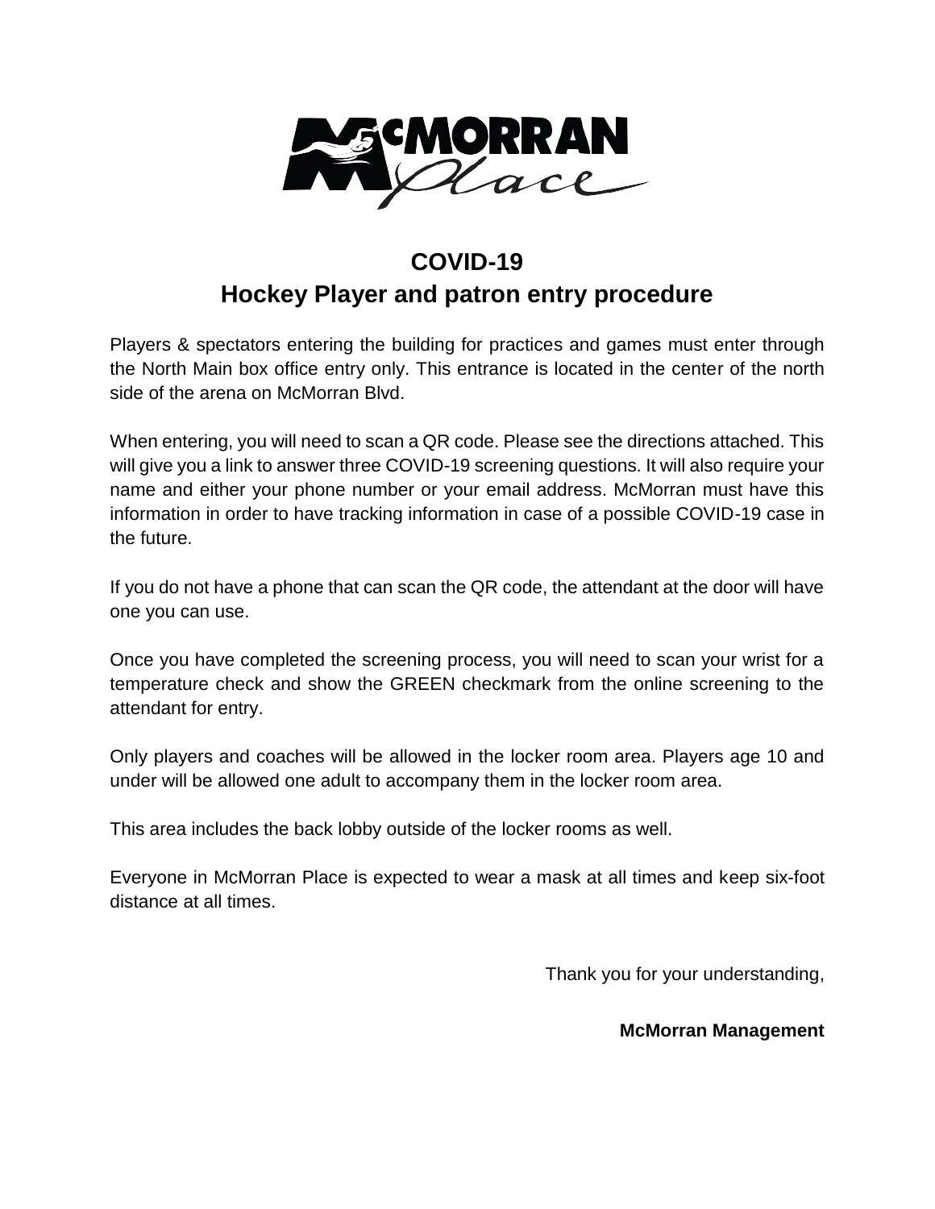# COVID-19
## Hockey Player and patron entry procedure

Players & spectators entering the building for practices and games must enter through the North Main box office entry only. This entrance is located in the center of the north side of the arena on McMorran Blvd.

When entering, you will need to scan a QR code. Please see the directions attached. This will give you a link to answer three COVID-19 screening questions. It will also require your name and either your phone number or your email address. McMorran must have this information in order to have tracking information in case of a possible COVID-19 case in the future.

If you do not have a phone that can scan the QR code, the attendant at the door will have one you can use.

Once you have completed the screening process, you will need to scan your wrist for a temperature check and show the GREEN checkmark from the online screening to the attendant for entry.

Only players and coaches will be allowed in the locker room area. Players age 10 and under will be allowed one adult to accompany them in the locker room area.

This area includes the back lobby outside of the locker rooms as well.

Everyone in McMorran Place is expected to wear a mask at all times and keep six-foot distance at all times.

Thank you for your understanding,

**McMorran Management**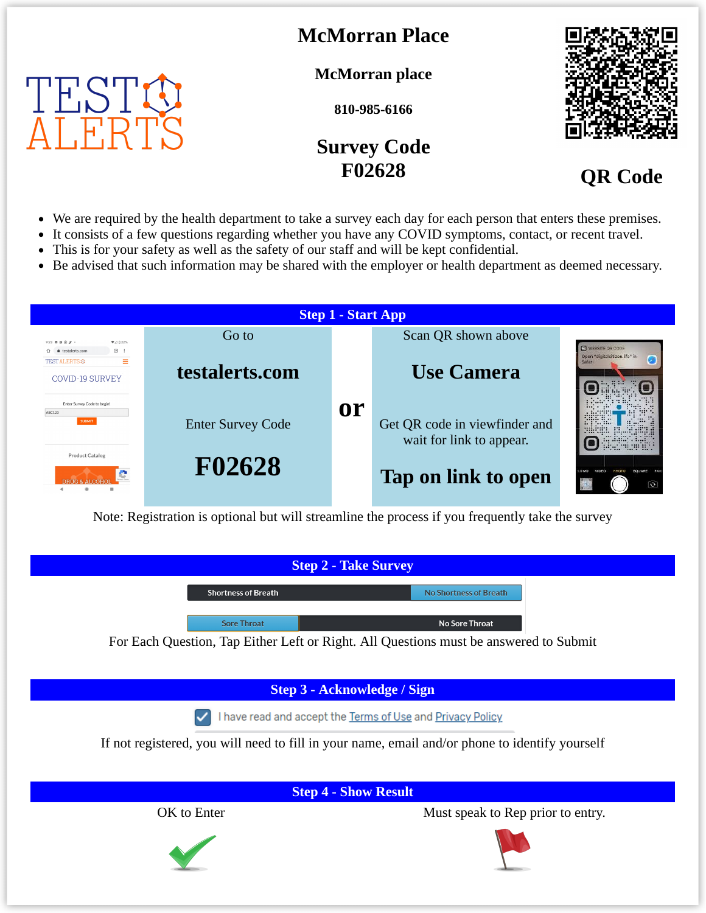# McMorran Place

**McMorran place**

**810-985-6166**

## Survey Code F02628

**QR Code**

- We are required by the health department to take a survey each day for each person that enters these premises.
- It consists of a few questions regarding whether you have any COVID symptoms, contact, or recent travel.
- This is for your safety as well as the safety of our staff and will be kept confidential.
- Be advised that such information may be shared with the employer or health department as deemed necessary.

## Step 1 - Start App

Go to

**testalerts.com**

Enter Survey Code

**F02628**

**or**

Scan QR shown above

**Use Camera**

Get QR code in viewfinder and wait for link to appear.

**Tap on link to open**

Note: Registration is optional but will streamline the process if you frequently take the survey

## Step 2 - Take Survey

Shortness of Breath | No Shortness of Breath

Sore Throat | No Sore Throat

For Each Question, Tap Either Left or Right. All Questions must be answered to Submit

## Step 3 - Acknowledge / Sign

I have read and accept the Terms of Use and Privacy Policy

If not registered, you will need to fill in your name, email and/or phone to identify yourself

## Step 4 - Show Result

OK to Enter

Must speak to Rep prior to entry.